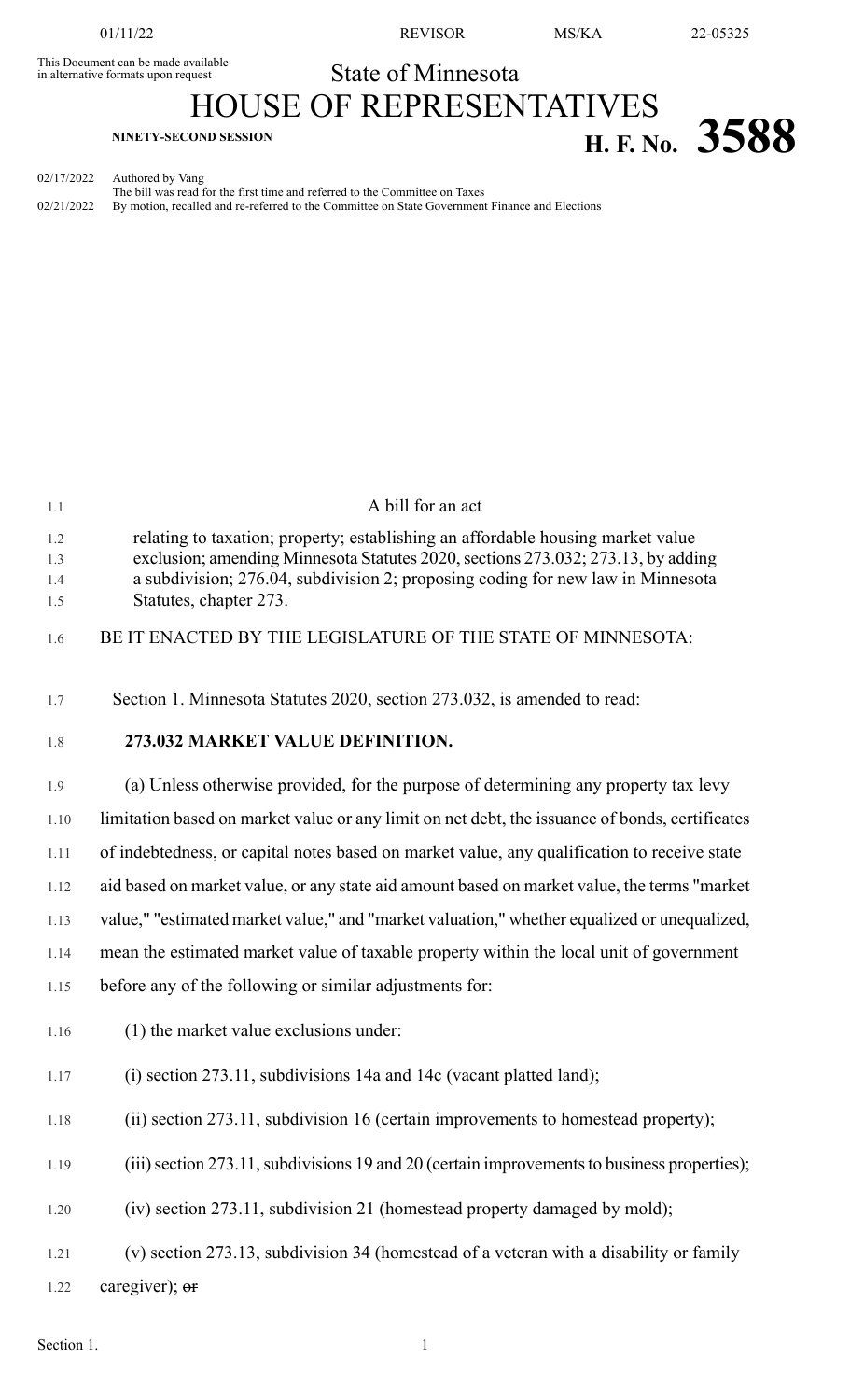This Document can be made available in alternative formats upon request

# State of Minnesota
# HOUSE OF REPRESENTATIVES

**NINETY-SECOND SESSION**

# H. F. No. 3588

02/17/2022 Authored by Vang
The bill was read for the first time and referred to the Committee on Taxes
02/21/2022 By motion, recalled and re-referred to the Committee on State Government Finance and Elections

A bill for an act

relating to taxation; property; establishing an affordable housing market value exclusion; amending Minnesota Statutes 2020, sections 273.032; 273.13, by adding a subdivision; 276.04, subdivision 2; proposing coding for new law in Minnesota Statutes, chapter 273.

BE IT ENACTED BY THE LEGISLATURE OF THE STATE OF MINNESOTA:

Section 1. Minnesota Statutes 2020, section 273.032, is amended to read:

**273.032 MARKET VALUE DEFINITION.**

(a) Unless otherwise provided, for the purpose of determining any property tax levy limitation based on market value or any limit on net debt, the issuance of bonds, certificates of indebtedness, or capital notes based on market value, any qualification to receive state aid based on market value, or any state aid amount based on market value, the terms "market value," "estimated market value," and "market valuation," whether equalized or unequalized, mean the estimated market value of taxable property within the local unit of government before any of the following or similar adjustments for:

(1) the market value exclusions under:

(i) section 273.11, subdivisions 14a and 14c (vacant platted land);

(ii) section 273.11, subdivision 16 (certain improvements to homestead property);

(iii) section 273.11, subdivisions 19 and 20 (certain improvements to business properties);

(iv) section 273.11, subdivision 21 (homestead property damaged by mold);

(v) section 273.13, subdivision 34 (homestead of a veteran with a disability or family caregiver); ~~or~~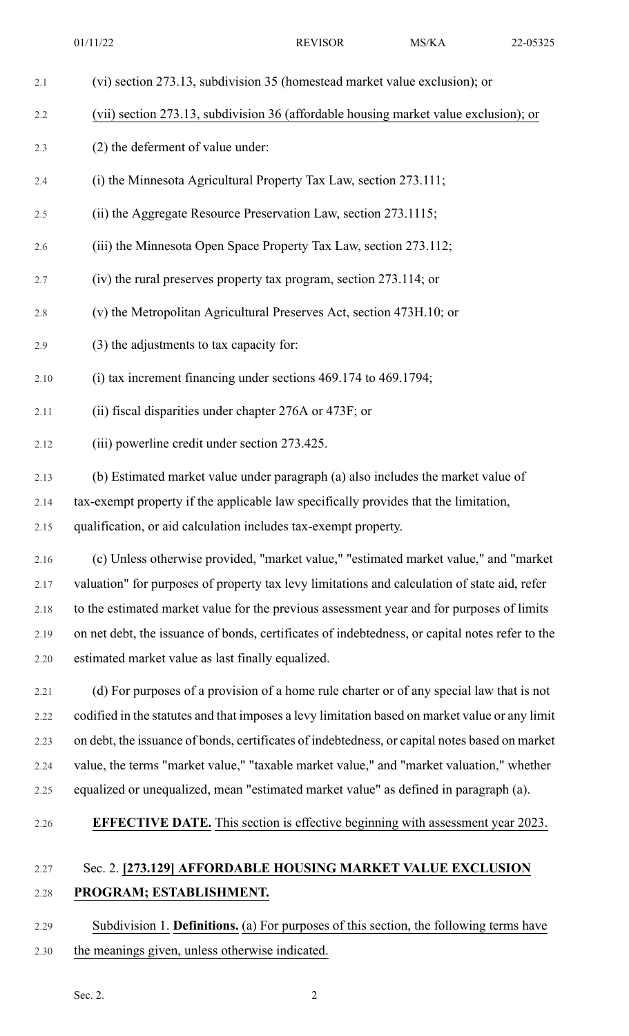(vi) section 273.13, subdivision 35 (homestead market value exclusion); or

(vii) section 273.13, subdivision 36 (affordable housing market value exclusion); or

(2) the deferment of value under:

(i) the Minnesota Agricultural Property Tax Law, section 273.111;

(ii) the Aggregate Resource Preservation Law, section 273.1115;

(iii) the Minnesota Open Space Property Tax Law, section 273.112;

(iv) the rural preserves property tax program, section 273.114; or

(v) the Metropolitan Agricultural Preserves Act, section 473H.10; or

(3) the adjustments to tax capacity for:

(i) tax increment financing under sections 469.174 to 469.1794;

(ii) fiscal disparities under chapter 276A or 473F; or

(iii) powerline credit under section 273.425.

(b) Estimated market value under paragraph (a) also includes the market value of tax-exempt property if the applicable law specifically provides that the limitation, qualification, or aid calculation includes tax-exempt property.

(c) Unless otherwise provided, "market value," "estimated market value," and "market valuation" for purposes of property tax levy limitations and calculation of state aid, refer to the estimated market value for the previous assessment year and for purposes of limits on net debt, the issuance of bonds, certificates of indebtedness, or capital notes refer to the estimated market value as last finally equalized.

(d) For purposes of a provision of a home rule charter or of any special law that is not codified in the statutes and that imposes a levy limitation based on market value or any limit on debt, the issuance of bonds, certificates of indebtedness, or capital notes based on market value, the terms "market value," "taxable market value," and "market valuation," whether equalized or unequalized, mean "estimated market value" as defined in paragraph (a).

**EFFECTIVE DATE.** This section is effective beginning with assessment year 2023.

Sec. 2. **[273.129] AFFORDABLE HOUSING MARKET VALUE EXCLUSION PROGRAM; ESTABLISHMENT.**

Subdivision 1. **Definitions.** (a) For purposes of this section, the following terms have the meanings given, unless otherwise indicated.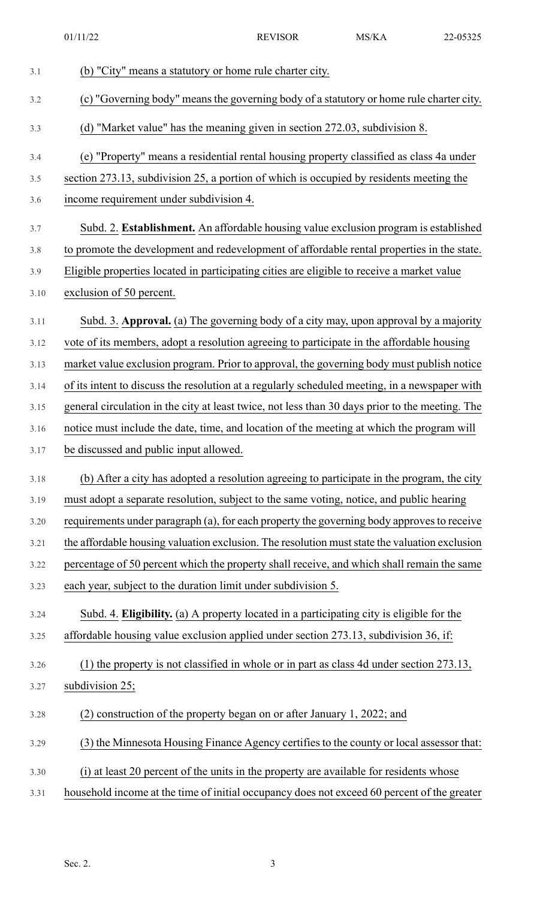(b) "City" means a statutory or home rule charter city.

(c) "Governing body" means the governing body of a statutory or home rule charter city.

(d) "Market value" has the meaning given in section 272.03, subdivision 8.

(e) "Property" means a residential rental housing property classified as class 4a under section 273.13, subdivision 25, a portion of which is occupied by residents meeting the income requirement under subdivision 4.

Subd. 2. **Establishment.** An affordable housing value exclusion program is established to promote the development and redevelopment of affordable rental properties in the state. Eligible properties located in participating cities are eligible to receive a market value exclusion of 50 percent.

Subd. 3. **Approval.** (a) The governing body of a city may, upon approval by a majority vote of its members, adopt a resolution agreeing to participate in the affordable housing market value exclusion program. Prior to approval, the governing body must publish notice of its intent to discuss the resolution at a regularly scheduled meeting, in a newspaper with general circulation in the city at least twice, not less than 30 days prior to the meeting. The notice must include the date, time, and location of the meeting at which the program will be discussed and public input allowed.

(b) After a city has adopted a resolution agreeing to participate in the program, the city must adopt a separate resolution, subject to the same voting, notice, and public hearing requirements under paragraph (a), for each property the governing body approves to receive the affordable housing valuation exclusion. The resolution must state the valuation exclusion percentage of 50 percent which the property shall receive, and which shall remain the same each year, subject to the duration limit under subdivision 5.

Subd. 4. **Eligibility.** (a) A property located in a participating city is eligible for the affordable housing value exclusion applied under section 273.13, subdivision 36, if:

(1) the property is not classified in whole or in part as class 4d under section 273.13, subdivision 25;

(2) construction of the property began on or after January 1, 2022; and

(3) the Minnesota Housing Finance Agency certifies to the county or local assessor that:

(i) at least 20 percent of the units in the property are available for residents whose household income at the time of initial occupancy does not exceed 60 percent of the greater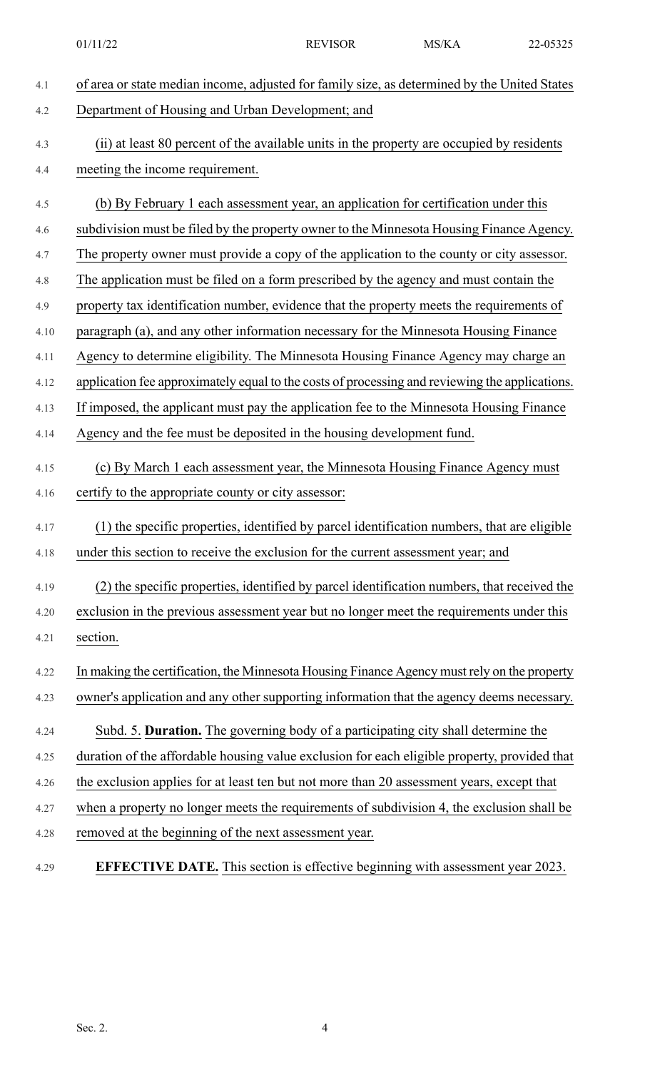of area or state median income, adjusted for family size, as determined by the United States Department of Housing and Urban Development; and

(ii) at least 80 percent of the available units in the property are occupied by residents meeting the income requirement.

(b) By February 1 each assessment year, an application for certification under this subdivision must be filed by the property owner to the Minnesota Housing Finance Agency. The property owner must provide a copy of the application to the county or city assessor. The application must be filed on a form prescribed by the agency and must contain the property tax identification number, evidence that the property meets the requirements of paragraph (a), and any other information necessary for the Minnesota Housing Finance Agency to determine eligibility. The Minnesota Housing Finance Agency may charge an application fee approximately equal to the costs of processing and reviewing the applications. If imposed, the applicant must pay the application fee to the Minnesota Housing Finance Agency and the fee must be deposited in the housing development fund.

(c) By March 1 each assessment year, the Minnesota Housing Finance Agency must certify to the appropriate county or city assessor:

(1) the specific properties, identified by parcel identification numbers, that are eligible under this section to receive the exclusion for the current assessment year; and

(2) the specific properties, identified by parcel identification numbers, that received the exclusion in the previous assessment year but no longer meet the requirements under this section.

In making the certification, the Minnesota Housing Finance Agency must rely on the property owner's application and any other supporting information that the agency deems necessary.

Subd. 5. **Duration.** The governing body of a participating city shall determine the duration of the affordable housing value exclusion for each eligible property, provided that the exclusion applies for at least ten but not more than 20 assessment years, except that when a property no longer meets the requirements of subdivision 4, the exclusion shall be removed at the beginning of the next assessment year.

**EFFECTIVE DATE.** This section is effective beginning with assessment year 2023.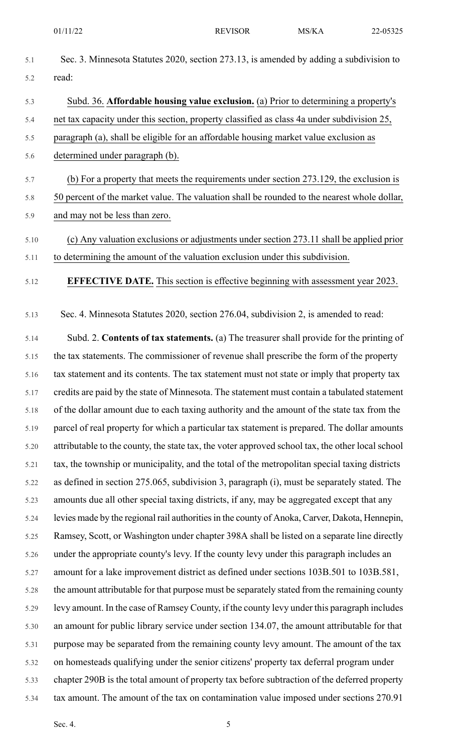Sec. 3. Minnesota Statutes 2020, section 273.13, is amended by adding a subdivision to read:

Subd. 36. **Affordable housing value exclusion.** (a) Prior to determining a property's net tax capacity under this section, property classified as class 4a under subdivision 25, paragraph (a), shall be eligible for an affordable housing market value exclusion as determined under paragraph (b).

(b) For a property that meets the requirements under section 273.129, the exclusion is 50 percent of the market value. The valuation shall be rounded to the nearest whole dollar, and may not be less than zero.

(c) Any valuation exclusions or adjustments under section 273.11 shall be applied prior to determining the amount of the valuation exclusion under this subdivision.

**EFFECTIVE DATE.** This section is effective beginning with assessment year 2023.

Sec. 4. Minnesota Statutes 2020, section 276.04, subdivision 2, is amended to read:

Subd. 2. **Contents of tax statements.** (a) The treasurer shall provide for the printing of the tax statements. The commissioner of revenue shall prescribe the form of the property tax statement and its contents. The tax statement must not state or imply that property tax credits are paid by the state of Minnesota. The statement must contain a tabulated statement of the dollar amount due to each taxing authority and the amount of the state tax from the parcel of real property for which a particular tax statement is prepared. The dollar amounts attributable to the county, the state tax, the voter approved school tax, the other local school tax, the township or municipality, and the total of the metropolitan special taxing districts as defined in section 275.065, subdivision 3, paragraph (i), must be separately stated. The amounts due all other special taxing districts, if any, may be aggregated except that any levies made by the regional rail authorities in the county of Anoka, Carver, Dakota, Hennepin, Ramsey, Scott, or Washington under chapter 398A shall be listed on a separate line directly under the appropriate county's levy. If the county levy under this paragraph includes an amount for a lake improvement district as defined under sections 103B.501 to 103B.581, the amount attributable for that purpose must be separately stated from the remaining county levy amount. In the case of Ramsey County, if the county levy under this paragraph includes an amount for public library service under section 134.07, the amount attributable for that purpose may be separated from the remaining county levy amount. The amount of the tax on homesteads qualifying under the senior citizens' property tax deferral program under chapter 290B is the total amount of property tax before subtraction of the deferred property tax amount. The amount of the tax on contamination value imposed under sections 270.91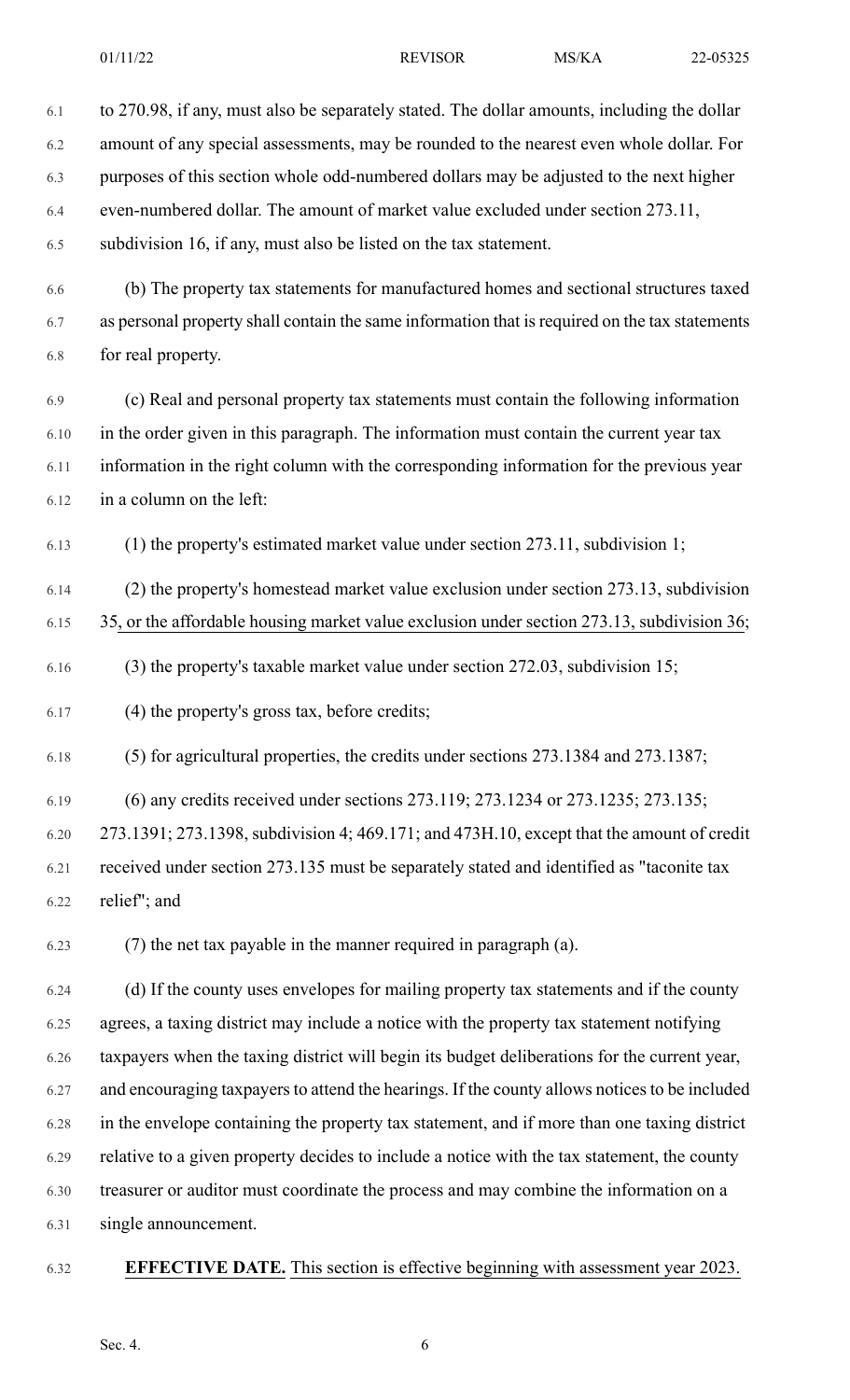to 270.98, if any, must also be separately stated. The dollar amounts, including the dollar amount of any special assessments, may be rounded to the nearest even whole dollar. For purposes of this section whole odd-numbered dollars may be adjusted to the next higher even-numbered dollar. The amount of market value excluded under section 273.11, subdivision 16, if any, must also be listed on the tax statement.

(b) The property tax statements for manufactured homes and sectional structures taxed as personal property shall contain the same information that is required on the tax statements for real property.

(c) Real and personal property tax statements must contain the following information in the order given in this paragraph. The information must contain the current year tax information in the right column with the corresponding information for the previous year in a column on the left:

(1) the property's estimated market value under section 273.11, subdivision 1;

(2) the property's homestead market value exclusion under section 273.13, subdivision 35, or the affordable housing market value exclusion under section 273.13, subdivision 36;

(3) the property's taxable market value under section 272.03, subdivision 15;

(4) the property's gross tax, before credits;

(5) for agricultural properties, the credits under sections 273.1384 and 273.1387;

(6) any credits received under sections 273.119; 273.1234 or 273.1235; 273.135; 273.1391; 273.1398, subdivision 4; 469.171; and 473H.10, except that the amount of credit received under section 273.135 must be separately stated and identified as "taconite tax relief"; and

(7) the net tax payable in the manner required in paragraph (a).

(d) If the county uses envelopes for mailing property tax statements and if the county agrees, a taxing district may include a notice with the property tax statement notifying taxpayers when the taxing district will begin its budget deliberations for the current year, and encouraging taxpayers to attend the hearings. If the county allows notices to be included in the envelope containing the property tax statement, and if more than one taxing district relative to a given property decides to include a notice with the tax statement, the county treasurer or auditor must coordinate the process and may combine the information on a single announcement.

**EFFECTIVE DATE.** This section is effective beginning with assessment year 2023.